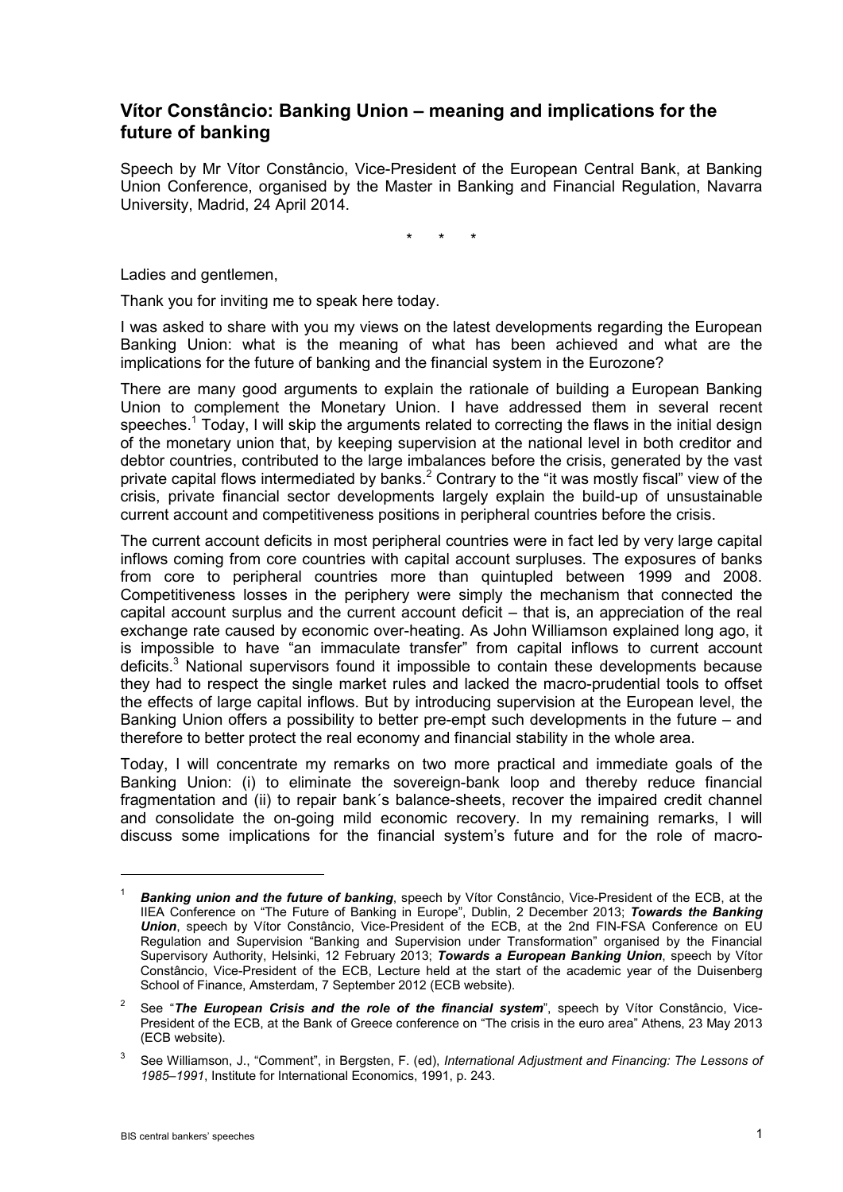# Vítor Constâncio: Banking Union – meaning and implications for the future of banking

Speech by Mr Vítor Constâncio, Vice-President of the European Central Bank, at Banking Union Conference, organised by the Master in Banking and Financial Regulation, Navarra University, Madrid, 24 April 2014.

\* \* \*

Ladies and gentlemen,

Thank you for inviting me to speak here today.

I was asked to share with you my views on the latest developments regarding the European Banking Union: what is the meaning of what has been achieved and what are the implications for the future of banking and the financial system in the Eurozone?

There are many good arguments to explain the rationale of building a European Banking Union to complement the Monetary Union. I have addressed them in several recent speeches.[1] Today, I will skip the arguments related to correcting the flaws in the initial design of the monetary union that, by keeping supervision at the national level in both creditor and debtor countries, contributed to the large imbalances before the crisis, generated by the vast private capital flows intermediated by banks.[2] Contrary to the "it was mostly fiscal" view of the crisis, private financial sector developments largely explain the build-up of unsustainable current account and competitiveness positions in peripheral countries before the crisis.

The current account deficits in most peripheral countries were in fact led by very large capital inflows coming from core countries with capital account surpluses. The exposures of banks from core to peripheral countries more than quintupled between 1999 and 2008. Competitiveness losses in the periphery were simply the mechanism that connected the capital account surplus and the current account deficit – that is, an appreciation of the real exchange rate caused by economic over-heating. As John Williamson explained long ago, it is impossible to have "an immaculate transfer" from capital inflows to current account deficits.[3] National supervisors found it impossible to contain these developments because they had to respect the single market rules and lacked the macro-prudential tools to offset the effects of large capital inflows. But by introducing supervision at the European level, the Banking Union offers a possibility to better pre-empt such developments in the future – and therefore to better protect the real economy and financial stability in the whole area.

Today, I will concentrate my remarks on two more practical and immediate goals of the Banking Union: (i) to eliminate the sovereign-bank loop and thereby reduce financial fragmentation and (ii) to repair bank´s balance-sheets, recover the impaired credit channel and consolidate the on-going mild economic recovery. In my remaining remarks, I will discuss some implications for the financial system's future and for the role of macro-

---

[1] ***Banking union and the future of banking***, speech by Vítor Constâncio, Vice-President of the ECB, at the IIEA Conference on "The Future of Banking in Europe", Dublin, 2 December 2013; ***Towards the Banking Union***, speech by Vítor Constâncio, Vice-President of the ECB, at the 2nd FIN-FSA Conference on EU Regulation and Supervision "Banking and Supervision under Transformation" organised by the Financial Supervisory Authority, Helsinki, 12 February 2013; ***Towards a European Banking Union***, speech by Vítor Constâncio, Vice-President of the ECB, Lecture held at the start of the academic year of the Duisenberg School of Finance, Amsterdam, 7 September 2012 (ECB website).

[2] See "***The European Crisis and the role of the financial system***", speech by Vítor Constâncio, Vice-President of the ECB, at the Bank of Greece conference on "The crisis in the euro area" Athens, 23 May 2013 (ECB website).

[3] See Williamson, J., "Comment", in Bergsten, F. (ed), *International Adjustment and Financing: The Lessons of 1985–1991*, Institute for International Economics, 1991, p. 243.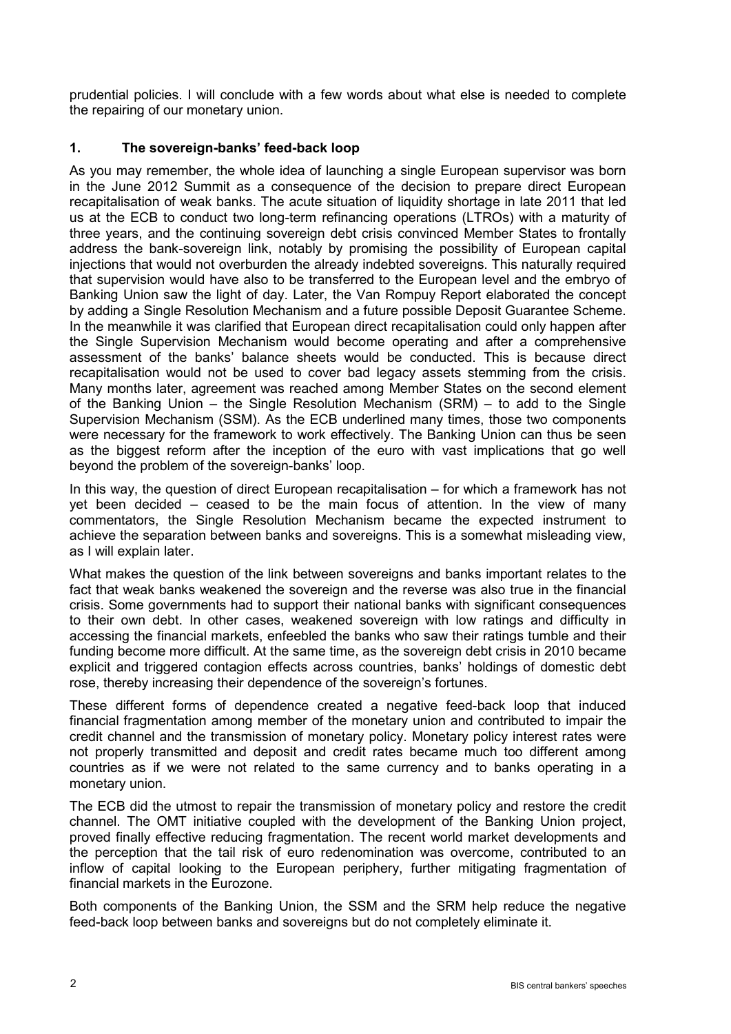prudential policies. I will conclude with a few words about what else is needed to complete the repairing of our monetary union.

## 1. The sovereign-banks' feed-back loop

As you may remember, the whole idea of launching a single European supervisor was born in the June 2012 Summit as a consequence of the decision to prepare direct European recapitalisation of weak banks. The acute situation of liquidity shortage in late 2011 that led us at the ECB to conduct two long-term refinancing operations (LTROs) with a maturity of three years, and the continuing sovereign debt crisis convinced Member States to frontally address the bank-sovereign link, notably by promising the possibility of European capital injections that would not overburden the already indebted sovereigns. This naturally required that supervision would have also to be transferred to the European level and the embryo of Banking Union saw the light of day. Later, the Van Rompuy Report elaborated the concept by adding a Single Resolution Mechanism and a future possible Deposit Guarantee Scheme. In the meanwhile it was clarified that European direct recapitalisation could only happen after the Single Supervision Mechanism would become operating and after a comprehensive assessment of the banks' balance sheets would be conducted. This is because direct recapitalisation would not be used to cover bad legacy assets stemming from the crisis. Many months later, agreement was reached among Member States on the second element of the Banking Union – the Single Resolution Mechanism (SRM) – to add to the Single Supervision Mechanism (SSM). As the ECB underlined many times, those two components were necessary for the framework to work effectively. The Banking Union can thus be seen as the biggest reform after the inception of the euro with vast implications that go well beyond the problem of the sovereign-banks' loop.

In this way, the question of direct European recapitalisation – for which a framework has not yet been decided – ceased to be the main focus of attention. In the view of many commentators, the Single Resolution Mechanism became the expected instrument to achieve the separation between banks and sovereigns. This is a somewhat misleading view, as I will explain later.

What makes the question of the link between sovereigns and banks important relates to the fact that weak banks weakened the sovereign and the reverse was also true in the financial crisis. Some governments had to support their national banks with significant consequences to their own debt. In other cases, weakened sovereign with low ratings and difficulty in accessing the financial markets, enfeebled the banks who saw their ratings tumble and their funding become more difficult. At the same time, as the sovereign debt crisis in 2010 became explicit and triggered contagion effects across countries, banks' holdings of domestic debt rose, thereby increasing their dependence of the sovereign's fortunes.

These different forms of dependence created a negative feed-back loop that induced financial fragmentation among member of the monetary union and contributed to impair the credit channel and the transmission of monetary policy. Monetary policy interest rates were not properly transmitted and deposit and credit rates became much too different among countries as if we were not related to the same currency and to banks operating in a monetary union.

The ECB did the utmost to repair the transmission of monetary policy and restore the credit channel. The OMT initiative coupled with the development of the Banking Union project, proved finally effective reducing fragmentation. The recent world market developments and the perception that the tail risk of euro redenomination was overcome, contributed to an inflow of capital looking to the European periphery, further mitigating fragmentation of financial markets in the Eurozone.

Both components of the Banking Union, the SSM and the SRM help reduce the negative feed-back loop between banks and sovereigns but do not completely eliminate it.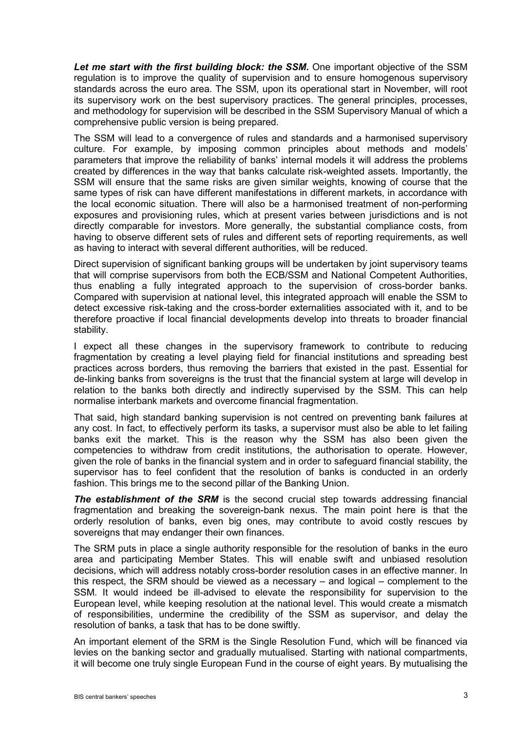***Let me start with the first building block: the SSM.*** One important objective of the SSM regulation is to improve the quality of supervision and to ensure homogenous supervisory standards across the euro area. The SSM, upon its operational start in November, will root its supervisory work on the best supervisory practices. The general principles, processes, and methodology for supervision will be described in the SSM Supervisory Manual of which a comprehensive public version is being prepared.

The SSM will lead to a convergence of rules and standards and a harmonised supervisory culture. For example, by imposing common principles about methods and models' parameters that improve the reliability of banks' internal models it will address the problems created by differences in the way that banks calculate risk-weighted assets. Importantly, the SSM will ensure that the same risks are given similar weights, knowing of course that the same types of risk can have different manifestations in different markets, in accordance with the local economic situation. There will also be a harmonised treatment of non-performing exposures and provisioning rules, which at present varies between jurisdictions and is not directly comparable for investors. More generally, the substantial compliance costs, from having to observe different sets of rules and different sets of reporting requirements, as well as having to interact with several different authorities, will be reduced.

Direct supervision of significant banking groups will be undertaken by joint supervisory teams that will comprise supervisors from both the ECB/SSM and National Competent Authorities, thus enabling a fully integrated approach to the supervision of cross-border banks. Compared with supervision at national level, this integrated approach will enable the SSM to detect excessive risk-taking and the cross-border externalities associated with it, and to be therefore proactive if local financial developments develop into threats to broader financial stability.

I expect all these changes in the supervisory framework to contribute to reducing fragmentation by creating a level playing field for financial institutions and spreading best practices across borders, thus removing the barriers that existed in the past. Essential for de-linking banks from sovereigns is the trust that the financial system at large will develop in relation to the banks both directly and indirectly supervised by the SSM. This can help normalise interbank markets and overcome financial fragmentation.

That said, high standard banking supervision is not centred on preventing bank failures at any cost. In fact, to effectively perform its tasks, a supervisor must also be able to let failing banks exit the market. This is the reason why the SSM has also been given the competencies to withdraw from credit institutions, the authorisation to operate. However, given the role of banks in the financial system and in order to safeguard financial stability, the supervisor has to feel confident that the resolution of banks is conducted in an orderly fashion. This brings me to the second pillar of the Banking Union.

***The establishment of the SRM*** is the second crucial step towards addressing financial fragmentation and breaking the sovereign-bank nexus. The main point here is that the orderly resolution of banks, even big ones, may contribute to avoid costly rescues by sovereigns that may endanger their own finances.

The SRM puts in place a single authority responsible for the resolution of banks in the euro area and participating Member States. This will enable swift and unbiased resolution decisions, which will address notably cross-border resolution cases in an effective manner. In this respect, the SRM should be viewed as a necessary – and logical – complement to the SSM. It would indeed be ill-advised to elevate the responsibility for supervision to the European level, while keeping resolution at the national level. This would create a mismatch of responsibilities, undermine the credibility of the SSM as supervisor, and delay the resolution of banks, a task that has to be done swiftly.

An important element of the SRM is the Single Resolution Fund, which will be financed via levies on the banking sector and gradually mutualised. Starting with national compartments, it will become one truly single European Fund in the course of eight years. By mutualising the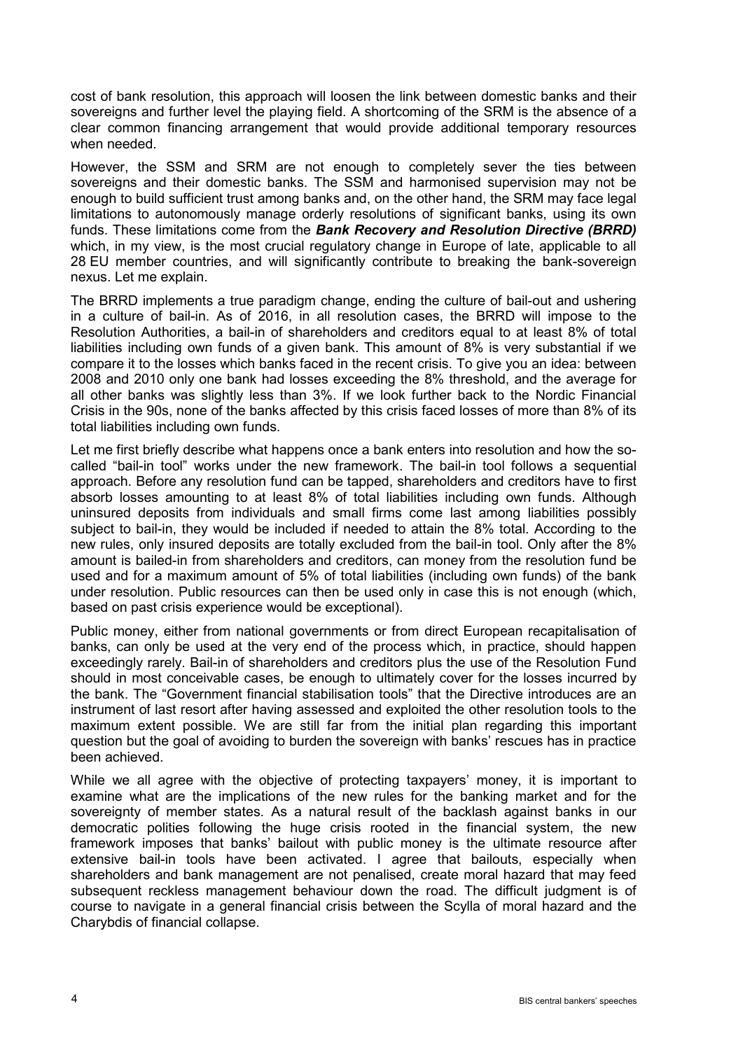cost of bank resolution, this approach will loosen the link between domestic banks and their sovereigns and further level the playing field. A shortcoming of the SRM is the absence of a clear common financing arrangement that would provide additional temporary resources when needed.

However, the SSM and SRM are not enough to completely sever the ties between sovereigns and their domestic banks. The SSM and harmonised supervision may not be enough to build sufficient trust among banks and, on the other hand, the SRM may face legal limitations to autonomously manage orderly resolutions of significant banks, using its own funds. These limitations come from the ***Bank Recovery and Resolution Directive (BRRD)*** which, in my view, is the most crucial regulatory change in Europe of late, applicable to all 28 EU member countries, and will significantly contribute to breaking the bank-sovereign nexus. Let me explain.

The BRRD implements a true paradigm change, ending the culture of bail-out and ushering in a culture of bail-in. As of 2016, in all resolution cases, the BRRD will impose to the Resolution Authorities, a bail-in of shareholders and creditors equal to at least 8% of total liabilities including own funds of a given bank. This amount of 8% is very substantial if we compare it to the losses which banks faced in the recent crisis. To give you an idea: between 2008 and 2010 only one bank had losses exceeding the 8% threshold, and the average for all other banks was slightly less than 3%. If we look further back to the Nordic Financial Crisis in the 90s, none of the banks affected by this crisis faced losses of more than 8% of its total liabilities including own funds.

Let me first briefly describe what happens once a bank enters into resolution and how the so-called "bail-in tool" works under the new framework. The bail-in tool follows a sequential approach. Before any resolution fund can be tapped, shareholders and creditors have to first absorb losses amounting to at least 8% of total liabilities including own funds. Although uninsured deposits from individuals and small firms come last among liabilities possibly subject to bail-in, they would be included if needed to attain the 8% total. According to the new rules, only insured deposits are totally excluded from the bail-in tool. Only after the 8% amount is bailed-in from shareholders and creditors, can money from the resolution fund be used and for a maximum amount of 5% of total liabilities (including own funds) of the bank under resolution. Public resources can then be used only in case this is not enough (which, based on past crisis experience would be exceptional).

Public money, either from national governments or from direct European recapitalisation of banks, can only be used at the very end of the process which, in practice, should happen exceedingly rarely. Bail-in of shareholders and creditors plus the use of the Resolution Fund should in most conceivable cases, be enough to ultimately cover for the losses incurred by the bank. The "Government financial stabilisation tools" that the Directive introduces are an instrument of last resort after having assessed and exploited the other resolution tools to the maximum extent possible. We are still far from the initial plan regarding this important question but the goal of avoiding to burden the sovereign with banks' rescues has in practice been achieved.

While we all agree with the objective of protecting taxpayers' money, it is important to examine what are the implications of the new rules for the banking market and for the sovereignty of member states. As a natural result of the backlash against banks in our democratic polities following the huge crisis rooted in the financial system, the new framework imposes that banks' bailout with public money is the ultimate resource after extensive bail-in tools have been activated. I agree that bailouts, especially when shareholders and bank management are not penalised, create moral hazard that may feed subsequent reckless management behaviour down the road. The difficult judgment is of course to navigate in a general financial crisis between the Scylla of moral hazard and the Charybdis of financial collapse.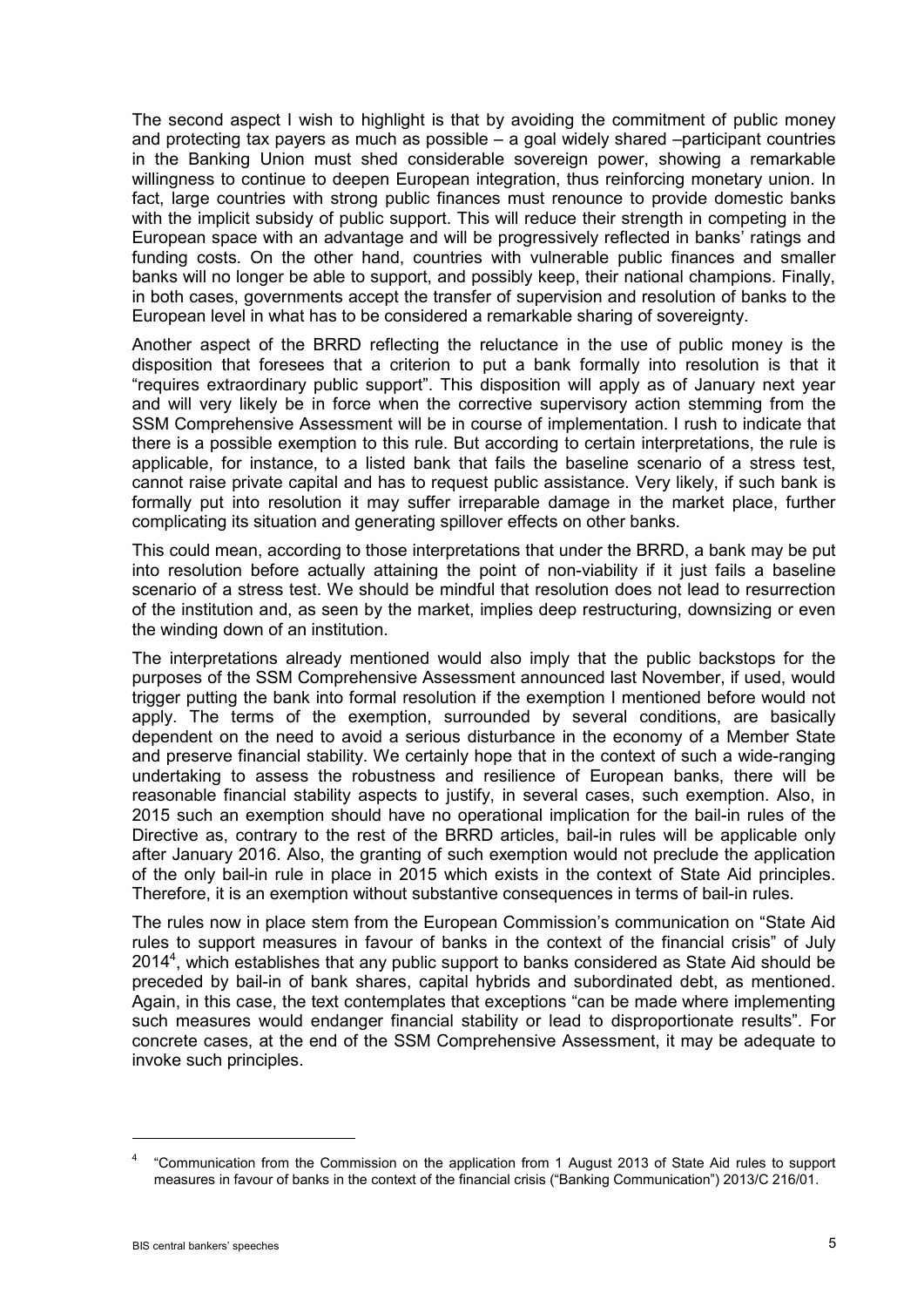The second aspect I wish to highlight is that by avoiding the commitment of public money and protecting tax payers as much as possible – a goal widely shared –participant countries in the Banking Union must shed considerable sovereign power, showing a remarkable willingness to continue to deepen European integration, thus reinforcing monetary union. In fact, large countries with strong public finances must renounce to provide domestic banks with the implicit subsidy of public support. This will reduce their strength in competing in the European space with an advantage and will be progressively reflected in banks' ratings and funding costs. On the other hand, countries with vulnerable public finances and smaller banks will no longer be able to support, and possibly keep, their national champions. Finally, in both cases, governments accept the transfer of supervision and resolution of banks to the European level in what has to be considered a remarkable sharing of sovereignty.

Another aspect of the BRRD reflecting the reluctance in the use of public money is the disposition that foresees that a criterion to put a bank formally into resolution is that it "requires extraordinary public support". This disposition will apply as of January next year and will very likely be in force when the corrective supervisory action stemming from the SSM Comprehensive Assessment will be in course of implementation. I rush to indicate that there is a possible exemption to this rule. But according to certain interpretations, the rule is applicable, for instance, to a listed bank that fails the baseline scenario of a stress test, cannot raise private capital and has to request public assistance. Very likely, if such bank is formally put into resolution it may suffer irreparable damage in the market place, further complicating its situation and generating spillover effects on other banks.

This could mean, according to those interpretations that under the BRRD, a bank may be put into resolution before actually attaining the point of non-viability if it just fails a baseline scenario of a stress test. We should be mindful that resolution does not lead to resurrection of the institution and, as seen by the market, implies deep restructuring, downsizing or even the winding down of an institution.

The interpretations already mentioned would also imply that the public backstops for the purposes of the SSM Comprehensive Assessment announced last November, if used, would trigger putting the bank into formal resolution if the exemption I mentioned before would not apply. The terms of the exemption, surrounded by several conditions, are basically dependent on the need to avoid a serious disturbance in the economy of a Member State and preserve financial stability. We certainly hope that in the context of such a wide-ranging undertaking to assess the robustness and resilience of European banks, there will be reasonable financial stability aspects to justify, in several cases, such exemption. Also, in 2015 such an exemption should have no operational implication for the bail-in rules of the Directive as, contrary to the rest of the BRRD articles, bail-in rules will be applicable only after January 2016. Also, the granting of such exemption would not preclude the application of the only bail-in rule in place in 2015 which exists in the context of State Aid principles. Therefore, it is an exemption without substantive consequences in terms of bail-in rules.

The rules now in place stem from the European Commission's communication on "State Aid rules to support measures in favour of banks in the context of the financial crisis" of July 2014[4], which establishes that any public support to banks considered as State Aid should be preceded by bail-in of bank shares, capital hybrids and subordinated debt, as mentioned. Again, in this case, the text contemplates that exceptions "can be made where implementing such measures would endanger financial stability or lead to disproportionate results". For concrete cases, at the end of the SSM Comprehensive Assessment, it may be adequate to invoke such principles.

---

[4] "Communication from the Commission on the application from 1 August 2013 of State Aid rules to support measures in favour of banks in the context of the financial crisis ("Banking Communication") 2013/C 216/01.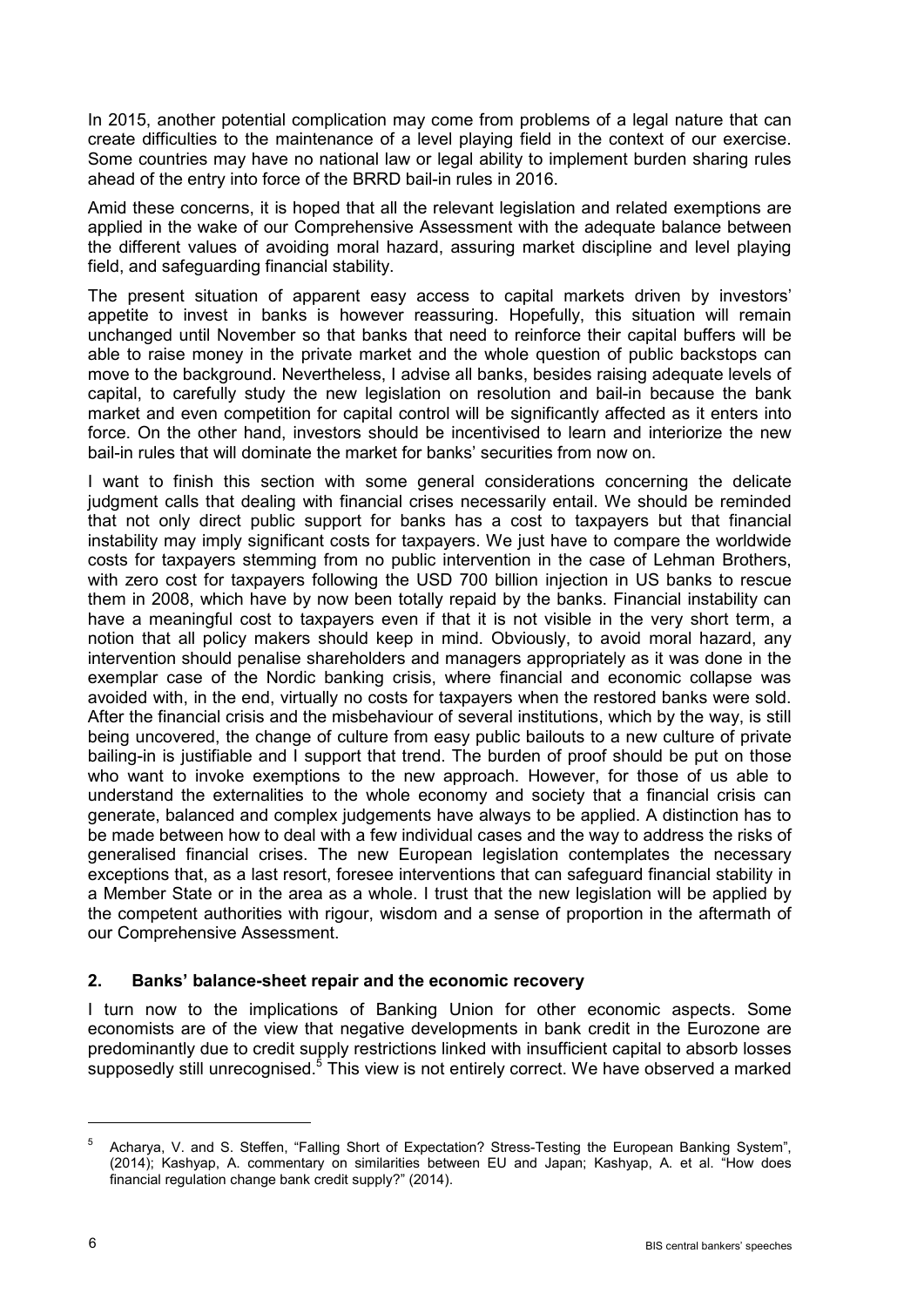In 2015, another potential complication may come from problems of a legal nature that can create difficulties to the maintenance of a level playing field in the context of our exercise. Some countries may have no national law or legal ability to implement burden sharing rules ahead of the entry into force of the BRRD bail-in rules in 2016.

Amid these concerns, it is hoped that all the relevant legislation and related exemptions are applied in the wake of our Comprehensive Assessment with the adequate balance between the different values of avoiding moral hazard, assuring market discipline and level playing field, and safeguarding financial stability.

The present situation of apparent easy access to capital markets driven by investors' appetite to invest in banks is however reassuring. Hopefully, this situation will remain unchanged until November so that banks that need to reinforce their capital buffers will be able to raise money in the private market and the whole question of public backstops can move to the background. Nevertheless, I advise all banks, besides raising adequate levels of capital, to carefully study the new legislation on resolution and bail-in because the bank market and even competition for capital control will be significantly affected as it enters into force. On the other hand, investors should be incentivised to learn and interiorize the new bail-in rules that will dominate the market for banks' securities from now on.

I want to finish this section with some general considerations concerning the delicate judgment calls that dealing with financial crises necessarily entail. We should be reminded that not only direct public support for banks has a cost to taxpayers but that financial instability may imply significant costs for taxpayers. We just have to compare the worldwide costs for taxpayers stemming from no public intervention in the case of Lehman Brothers, with zero cost for taxpayers following the USD 700 billion injection in US banks to rescue them in 2008, which have by now been totally repaid by the banks. Financial instability can have a meaningful cost to taxpayers even if that it is not visible in the very short term, a notion that all policy makers should keep in mind. Obviously, to avoid moral hazard, any intervention should penalise shareholders and managers appropriately as it was done in the exemplar case of the Nordic banking crisis, where financial and economic collapse was avoided with, in the end, virtually no costs for taxpayers when the restored banks were sold. After the financial crisis and the misbehaviour of several institutions, which by the way, is still being uncovered, the change of culture from easy public bailouts to a new culture of private bailing-in is justifiable and I support that trend. The burden of proof should be put on those who want to invoke exemptions to the new approach. However, for those of us able to understand the externalities to the whole economy and society that a financial crisis can generate, balanced and complex judgements have always to be applied. A distinction has to be made between how to deal with a few individual cases and the way to address the risks of generalised financial crises. The new European legislation contemplates the necessary exceptions that, as a last resort, foresee interventions that can safeguard financial stability in a Member State or in the area as a whole. I trust that the new legislation will be applied by the competent authorities with rigour, wisdom and a sense of proportion in the aftermath of our Comprehensive Assessment.

## 2. Banks' balance-sheet repair and the economic recovery

I turn now to the implications of Banking Union for other economic aspects. Some economists are of the view that negative developments in bank credit in the Eurozone are predominantly due to credit supply restrictions linked with insufficient capital to absorb losses supposedly still unrecognised.[5] This view is not entirely correct. We have observed a marked

---

[5] Acharya, V. and S. Steffen, "Falling Short of Expectation? Stress-Testing the European Banking System", (2014); Kashyap, A. commentary on similarities between EU and Japan; Kashyap, A. et al. "How does financial regulation change bank credit supply?" (2014).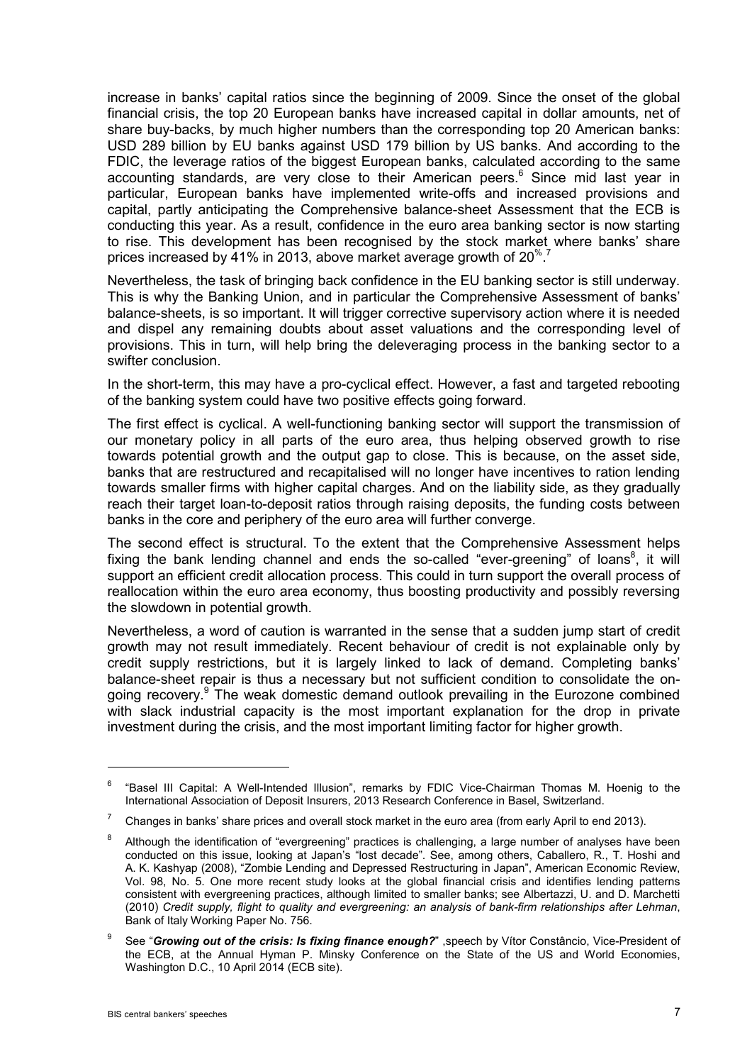increase in banks' capital ratios since the beginning of 2009. Since the onset of the global financial crisis, the top 20 European banks have increased capital in dollar amounts, net of share buy-backs, by much higher numbers than the corresponding top 20 American banks: USD 289 billion by EU banks against USD 179 billion by US banks. And according to the FDIC, the leverage ratios of the biggest European banks, calculated according to the same accounting standards, are very close to their American peers.[6] Since mid last year in particular, European banks have implemented write-offs and increased provisions and capital, partly anticipating the Comprehensive balance-sheet Assessment that the ECB is conducting this year. As a result, confidence in the euro area banking sector is now starting to rise. This development has been recognised by the stock market where banks' share prices increased by 41% in 2013, above market average growth of 20%.[7]

Nevertheless, the task of bringing back confidence in the EU banking sector is still underway. This is why the Banking Union, and in particular the Comprehensive Assessment of banks' balance-sheets, is so important. It will trigger corrective supervisory action where it is needed and dispel any remaining doubts about asset valuations and the corresponding level of provisions. This in turn, will help bring the deleveraging process in the banking sector to a swifter conclusion.

In the short-term, this may have a pro-cyclical effect. However, a fast and targeted rebooting of the banking system could have two positive effects going forward.

The first effect is cyclical. A well-functioning banking sector will support the transmission of our monetary policy in all parts of the euro area, thus helping observed growth to rise towards potential growth and the output gap to close. This is because, on the asset side, banks that are restructured and recapitalised will no longer have incentives to ration lending towards smaller firms with higher capital charges. And on the liability side, as they gradually reach their target loan-to-deposit ratios through raising deposits, the funding costs between banks in the core and periphery of the euro area will further converge.

The second effect is structural. To the extent that the Comprehensive Assessment helps fixing the bank lending channel and ends the so-called "ever-greening" of loans[8], it will support an efficient credit allocation process. This could in turn support the overall process of reallocation within the euro area economy, thus boosting productivity and possibly reversing the slowdown in potential growth.

Nevertheless, a word of caution is warranted in the sense that a sudden jump start of credit growth may not result immediately. Recent behaviour of credit is not explainable only by credit supply restrictions, but it is largely linked to lack of demand. Completing banks' balance-sheet repair is thus a necessary but not sufficient condition to consolidate the on-going recovery.[9] The weak domestic demand outlook prevailing in the Eurozone combined with slack industrial capacity is the most important explanation for the drop in private investment during the crisis, and the most important limiting factor for higher growth.

---

[6] "Basel III Capital: A Well-Intended Illusion", remarks by FDIC Vice-Chairman Thomas M. Hoenig to the International Association of Deposit Insurers, 2013 Research Conference in Basel, Switzerland.

[7] Changes in banks' share prices and overall stock market in the euro area (from early April to end 2013).

[8] Although the identification of "evergreening" practices is challenging, a large number of analyses have been conducted on this issue, looking at Japan's "lost decade". See, among others, Caballero, R., T. Hoshi and A. K. Kashyap (2008), "Zombie Lending and Depressed Restructuring in Japan", American Economic Review, Vol. 98, No. 5. One more recent study looks at the global financial crisis and identifies lending patterns consistent with evergreening practices, although limited to smaller banks; see Albertazzi, U. and D. Marchetti (2010) *Credit supply, flight to quality and evergreening: an analysis of bank-firm relationships after Lehman*, Bank of Italy Working Paper No. 756.

[9] See "***Growing out of the crisis: Is fixing finance enough?***" ,speech by Vítor Constâncio, Vice-President of the ECB, at the Annual Hyman P. Minsky Conference on the State of the US and World Economies, Washington D.C., 10 April 2014 (ECB site).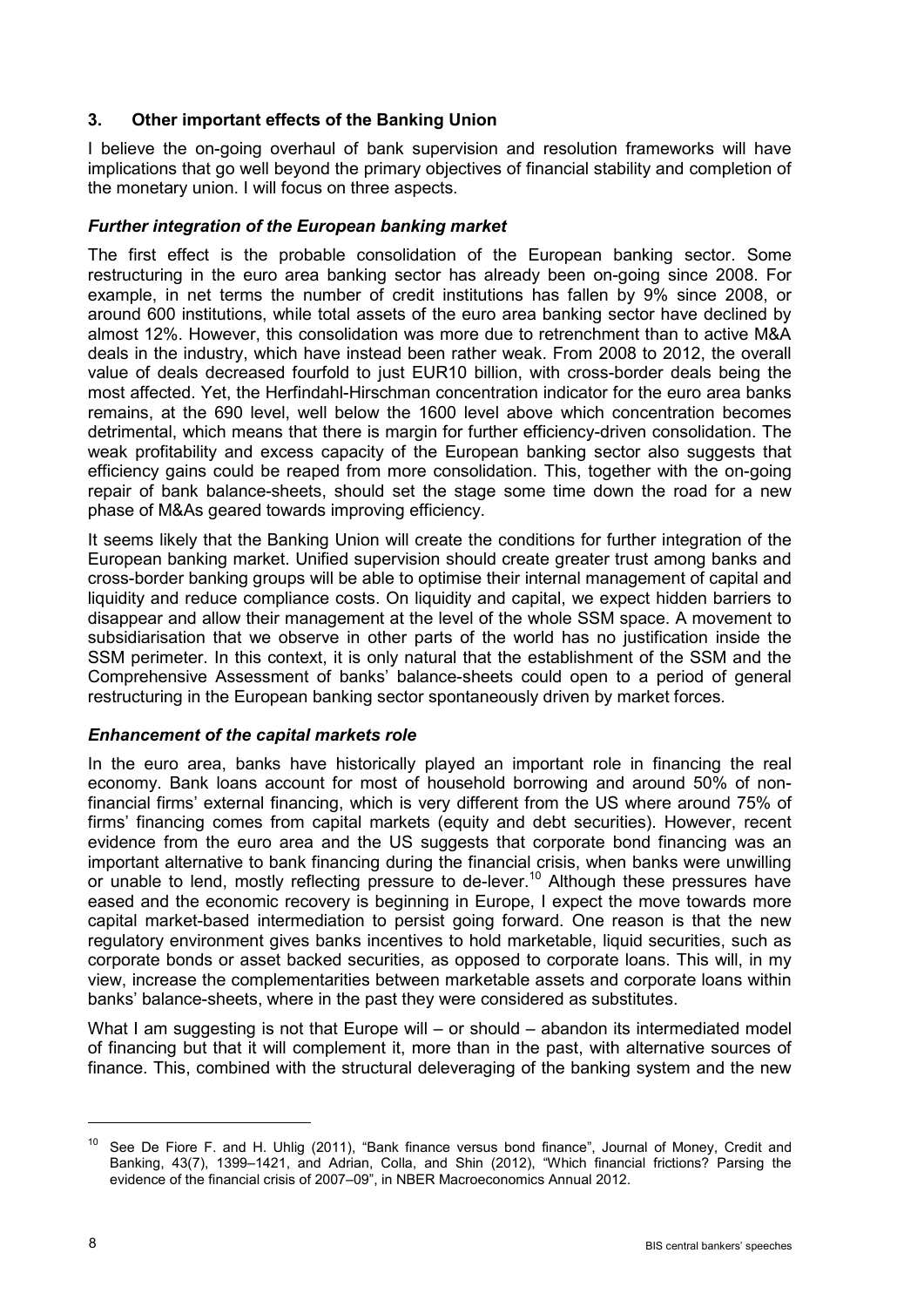## 3. Other important effects of the Banking Union

I believe the on-going overhaul of bank supervision and resolution frameworks will have implications that go well beyond the primary objectives of financial stability and completion of the monetary union. I will focus on three aspects.

### *Further integration of the European banking market*

The first effect is the probable consolidation of the European banking sector. Some restructuring in the euro area banking sector has already been on-going since 2008. For example, in net terms the number of credit institutions has fallen by 9% since 2008, or around 600 institutions, while total assets of the euro area banking sector have declined by almost 12%. However, this consolidation was more due to retrenchment than to active M&A deals in the industry, which have instead been rather weak. From 2008 to 2012, the overall value of deals decreased fourfold to just EUR10 billion, with cross-border deals being the most affected. Yet, the Herfindahl-Hirschman concentration indicator for the euro area banks remains, at the 690 level, well below the 1600 level above which concentration becomes detrimental, which means that there is margin for further efficiency-driven consolidation. The weak profitability and excess capacity of the European banking sector also suggests that efficiency gains could be reaped from more consolidation. This, together with the on-going repair of bank balance-sheets, should set the stage some time down the road for a new phase of M&As geared towards improving efficiency.

It seems likely that the Banking Union will create the conditions for further integration of the European banking market. Unified supervision should create greater trust among banks and cross-border banking groups will be able to optimise their internal management of capital and liquidity and reduce compliance costs. On liquidity and capital, we expect hidden barriers to disappear and allow their management at the level of the whole SSM space. A movement to subsidiarisation that we observe in other parts of the world has no justification inside the SSM perimeter. In this context, it is only natural that the establishment of the SSM and the Comprehensive Assessment of banks' balance-sheets could open to a period of general restructuring in the European banking sector spontaneously driven by market forces.

### *Enhancement of the capital markets role*

In the euro area, banks have historically played an important role in financing the real economy. Bank loans account for most of household borrowing and around 50% of non-financial firms' external financing, which is very different from the US where around 75% of firms' financing comes from capital markets (equity and debt securities). However, recent evidence from the euro area and the US suggests that corporate bond financing was an important alternative to bank financing during the financial crisis, when banks were unwilling or unable to lend, mostly reflecting pressure to de-lever.[10] Although these pressures have eased and the economic recovery is beginning in Europe, I expect the move towards more capital market-based intermediation to persist going forward. One reason is that the new regulatory environment gives banks incentives to hold marketable, liquid securities, such as corporate bonds or asset backed securities, as opposed to corporate loans. This will, in my view, increase the complementarities between marketable assets and corporate loans within banks' balance-sheets, where in the past they were considered as substitutes.

What I am suggesting is not that Europe will – or should – abandon its intermediated model of financing but that it will complement it, more than in the past, with alternative sources of finance. This, combined with the structural deleveraging of the banking system and the new

---

[10] See De Fiore F. and H. Uhlig (2011), "Bank finance versus bond finance", Journal of Money, Credit and Banking, 43(7), 1399–1421, and Adrian, Colla, and Shin (2012), "Which financial frictions? Parsing the evidence of the financial crisis of 2007–09", in NBER Macroeconomics Annual 2012.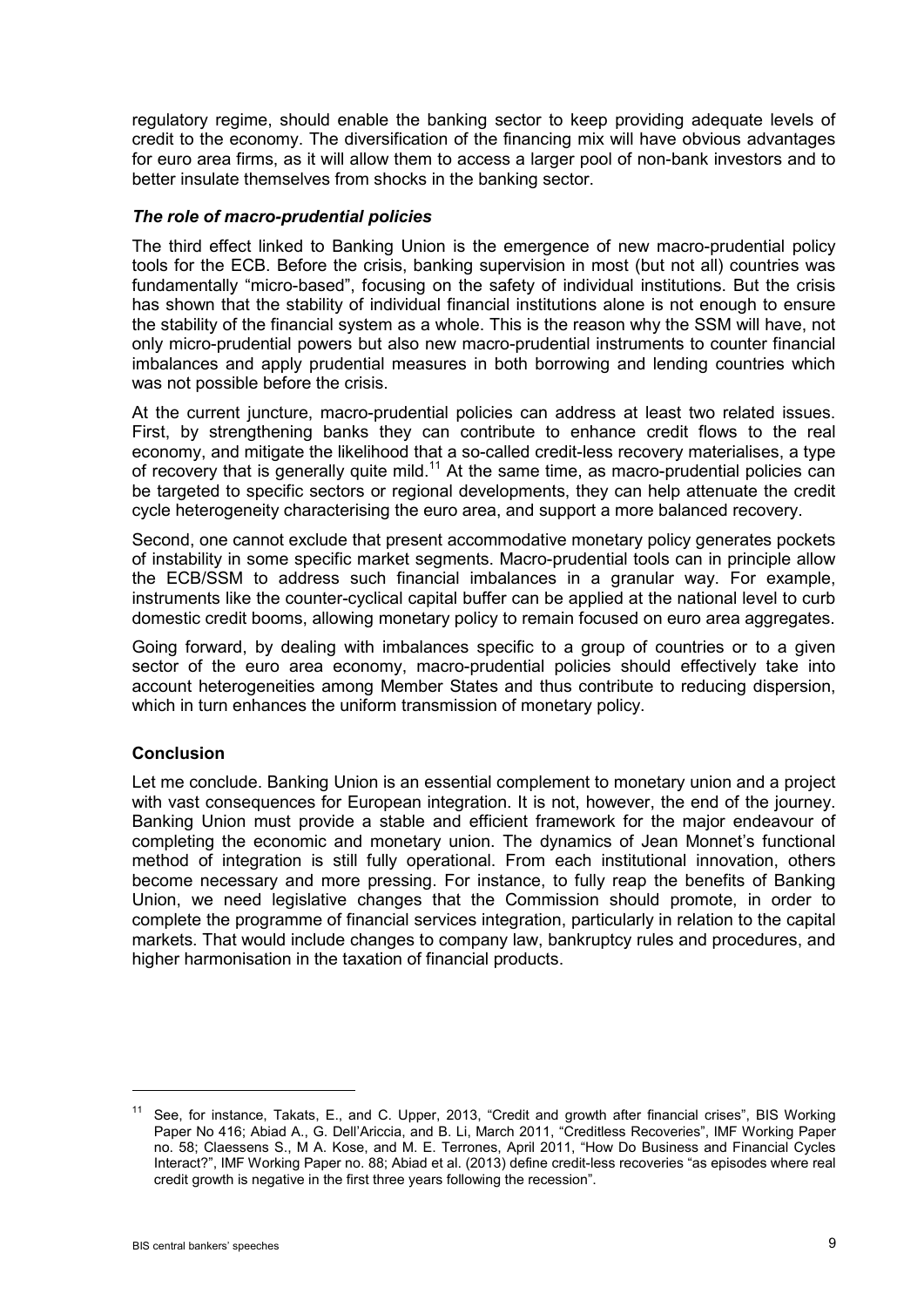regulatory regime, should enable the banking sector to keep providing adequate levels of credit to the economy. The diversification of the financing mix will have obvious advantages for euro area firms, as it will allow them to access a larger pool of non-bank investors and to better insulate themselves from shocks in the banking sector.

### *The role of macro-prudential policies*

The third effect linked to Banking Union is the emergence of new macro-prudential policy tools for the ECB. Before the crisis, banking supervision in most (but not all) countries was fundamentally "micro-based", focusing on the safety of individual institutions. But the crisis has shown that the stability of individual financial institutions alone is not enough to ensure the stability of the financial system as a whole. This is the reason why the SSM will have, not only micro-prudential powers but also new macro-prudential instruments to counter financial imbalances and apply prudential measures in both borrowing and lending countries which was not possible before the crisis.

At the current juncture, macro-prudential policies can address at least two related issues. First, by strengthening banks they can contribute to enhance credit flows to the real economy, and mitigate the likelihood that a so-called credit-less recovery materialises, a type of recovery that is generally quite mild.[11] At the same time, as macro-prudential policies can be targeted to specific sectors or regional developments, they can help attenuate the credit cycle heterogeneity characterising the euro area, and support a more balanced recovery.

Second, one cannot exclude that present accommodative monetary policy generates pockets of instability in some specific market segments. Macro-prudential tools can in principle allow the ECB/SSM to address such financial imbalances in a granular way. For example, instruments like the counter-cyclical capital buffer can be applied at the national level to curb domestic credit booms, allowing monetary policy to remain focused on euro area aggregates.

Going forward, by dealing with imbalances specific to a group of countries or to a given sector of the euro area economy, macro-prudential policies should effectively take into account heterogeneities among Member States and thus contribute to reducing dispersion, which in turn enhances the uniform transmission of monetary policy.

## Conclusion

Let me conclude. Banking Union is an essential complement to monetary union and a project with vast consequences for European integration. It is not, however, the end of the journey. Banking Union must provide a stable and efficient framework for the major endeavour of completing the economic and monetary union. The dynamics of Jean Monnet's functional method of integration is still fully operational. From each institutional innovation, others become necessary and more pressing. For instance, to fully reap the benefits of Banking Union, we need legislative changes that the Commission should promote, in order to complete the programme of financial services integration, particularly in relation to the capital markets. That would include changes to company law, bankruptcy rules and procedures, and higher harmonisation in the taxation of financial products.

---

[11] See, for instance, Takats, E., and C. Upper, 2013, "Credit and growth after financial crises", BIS Working Paper No 416; Abiad A., G. Dell'Ariccia, and B. Li, March 2011, "Creditless Recoveries", IMF Working Paper no. 58; Claessens S., M A. Kose, and M. E. Terrones, April 2011, "How Do Business and Financial Cycles Interact?", IMF Working Paper no. 88; Abiad et al. (2013) define credit-less recoveries "as episodes where real credit growth is negative in the first three years following the recession".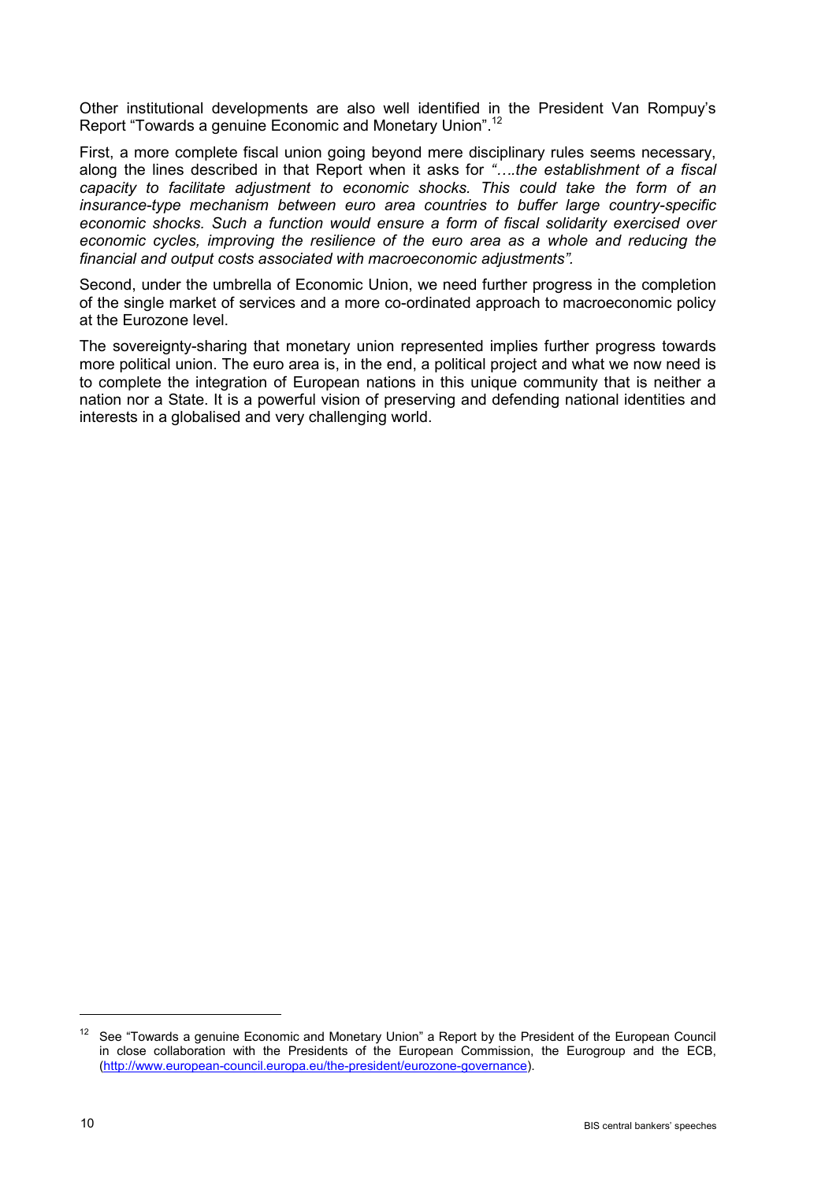Other institutional developments are also well identified in the President Van Rompuy's Report "Towards a genuine Economic and Monetary Union".[12]

First, a more complete fiscal union going beyond mere disciplinary rules seems necessary, along the lines described in that Report when it asks for *"….the establishment of a fiscal capacity to facilitate adjustment to economic shocks. This could take the form of an insurance-type mechanism between euro area countries to buffer large country-specific economic shocks. Such a function would ensure a form of fiscal solidarity exercised over economic cycles, improving the resilience of the euro area as a whole and reducing the financial and output costs associated with macroeconomic adjustments".*

Second, under the umbrella of Economic Union, we need further progress in the completion of the single market of services and a more co-ordinated approach to macroeconomic policy at the Eurozone level.

The sovereignty-sharing that monetary union represented implies further progress towards more political union. The euro area is, in the end, a political project and what we now need is to complete the integration of European nations in this unique community that is neither a nation nor a State. It is a powerful vision of preserving and defending national identities and interests in a globalised and very challenging world.

---

[12] See "Towards a genuine Economic and Monetary Union" a Report by the President of the European Council in close collaboration with the Presidents of the European Commission, the Eurogroup and the ECB, (http://www.european-council.europa.eu/the-president/eurozone-governance).